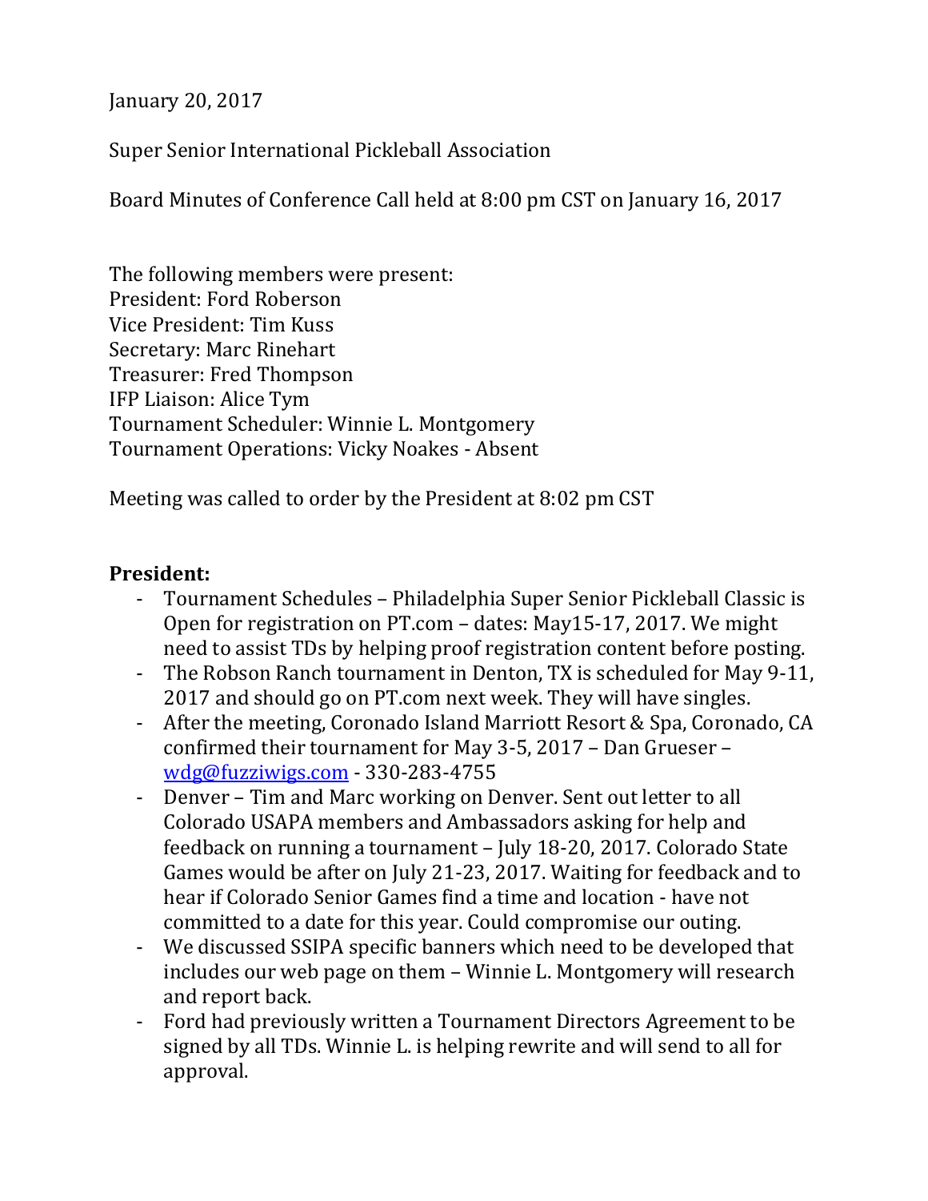January 20, 2017

Super Senior International Pickleball Association

Board Minutes of Conference Call held at 8:00 pm CST on January 16, 2017

The following members were present:
President: Ford Roberson
Vice President: Tim Kuss
Secretary: Marc Rinehart
Treasurer: Fred Thompson
IFP Liaison: Alice Tym
Tournament Scheduler: Winnie L. Montgomery
Tournament Operations: Vicky Noakes - Absent

Meeting was called to order by the President at 8:02 pm CST

**President:**

- Tournament Schedules – Philadelphia Super Senior Pickleball Classic is Open for registration on PT.com – dates: May15-17, 2017. We might need to assist TDs by helping proof registration content before posting.
- The Robson Ranch tournament in Denton, TX is scheduled for May 9-11, 2017 and should go on PT.com next week. They will have singles.
- After the meeting, Coronado Island Marriott Resort & Spa, Coronado, CA confirmed their tournament for May 3-5, 2017 – Dan Grueser – wdg@fuzziwigs.com - 330-283-4755
- Denver – Tim and Marc working on Denver. Sent out letter to all Colorado USAPA members and Ambassadors asking for help and feedback on running a tournament – July 18-20, 2017. Colorado State Games would be after on July 21-23, 2017. Waiting for feedback and to hear if Colorado Senior Games find a time and location - have not committed to a date for this year. Could compromise our outing.
- We discussed SSIPA specific banners which need to be developed that includes our web page on them – Winnie L. Montgomery will research and report back.
- Ford had previously written a Tournament Directors Agreement to be signed by all TDs. Winnie L. is helping rewrite and will send to all for approval.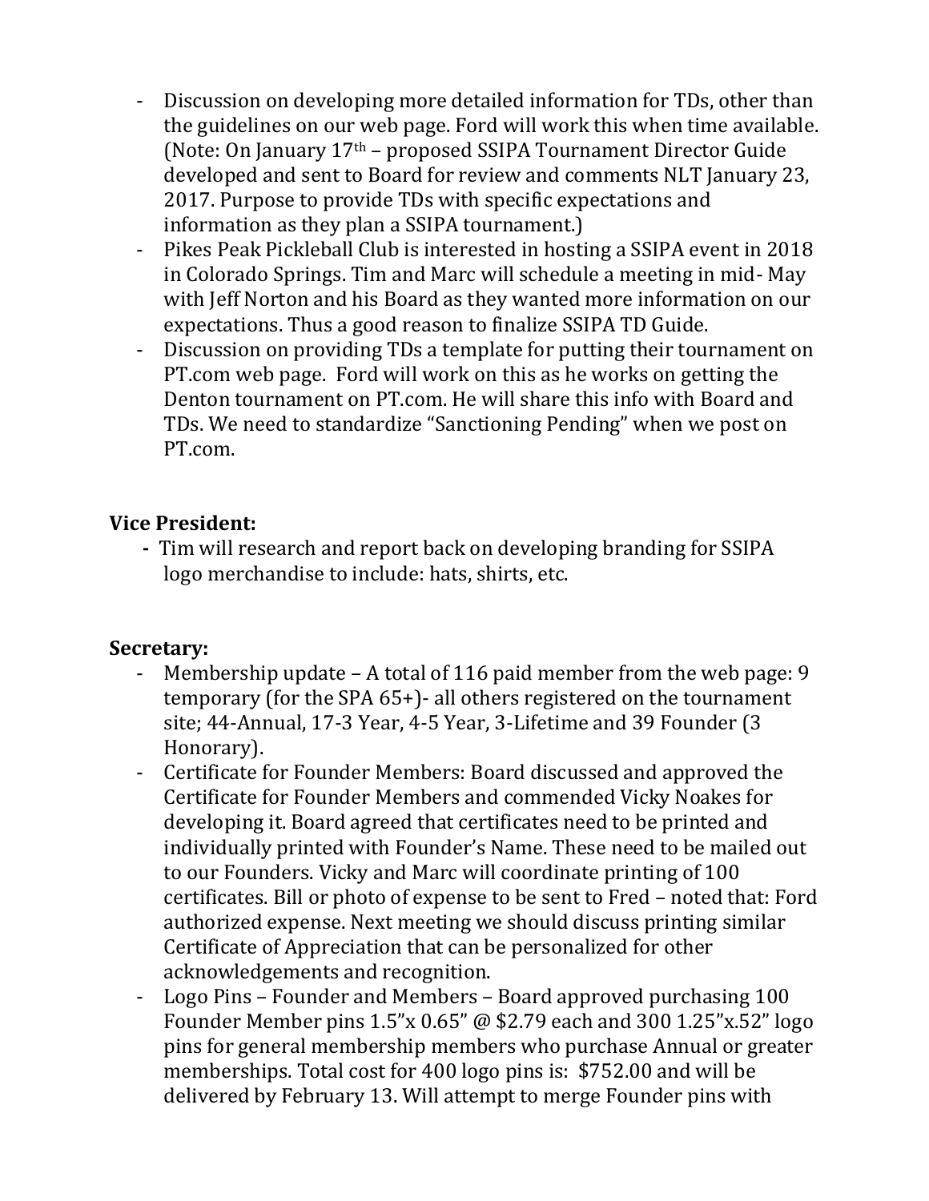- Discussion on developing more detailed information for TDs, other than the guidelines on our web page. Ford will work this when time available. (Note: On January 17th – proposed SSIPA Tournament Director Guide developed and sent to Board for review and comments NLT January 23, 2017. Purpose to provide TDs with specific expectations and information as they plan a SSIPA tournament.)
- Pikes Peak Pickleball Club is interested in hosting a SSIPA event in 2018 in Colorado Springs. Tim and Marc will schedule a meeting in mid- May with Jeff Norton and his Board as they wanted more information on our expectations. Thus a good reason to finalize SSIPA TD Guide.
- Discussion on providing TDs a template for putting their tournament on PT.com web page. Ford will work on this as he works on getting the Denton tournament on PT.com. He will share this info with Board and TDs. We need to standardize "Sanctioning Pending" when we post on PT.com.

**Vice President:**

- Tim will research and report back on developing branding for SSIPA logo merchandise to include: hats, shirts, etc.

**Secretary:**

- Membership update – A total of 116 paid member from the web page: 9 temporary (for the SPA 65+)- all others registered on the tournament site; 44-Annual, 17-3 Year, 4-5 Year, 3-Lifetime and 39 Founder (3 Honorary).
- Certificate for Founder Members: Board discussed and approved the Certificate for Founder Members and commended Vicky Noakes for developing it. Board agreed that certificates need to be printed and individually printed with Founder's Name. These need to be mailed out to our Founders. Vicky and Marc will coordinate printing of 100 certificates. Bill or photo of expense to be sent to Fred – noted that: Ford authorized expense. Next meeting we should discuss printing similar Certificate of Appreciation that can be personalized for other acknowledgements and recognition.
- Logo Pins – Founder and Members – Board approved purchasing 100 Founder Member pins 1.5"x 0.65" @ $2.79 each and 300 1.25"x.52" logo pins for general membership members who purchase Annual or greater memberships. Total cost for 400 logo pins is: $752.00 and will be delivered by February 13. Will attempt to merge Founder pins with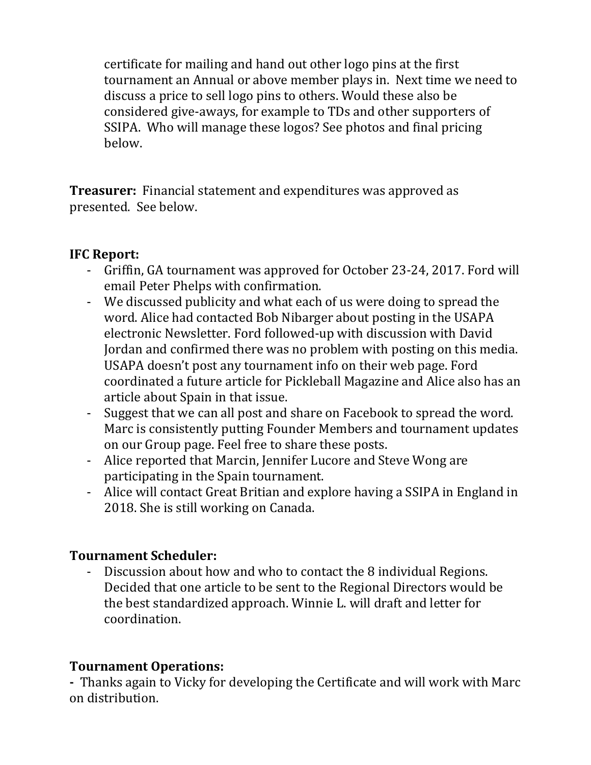certificate for mailing and hand out other logo pins at the first tournament an Annual or above member plays in. Next time we need to discuss a price to sell logo pins to others. Would these also be considered give-aways, for example to TDs and other supporters of SSIPA. Who will manage these logos? See photos and final pricing below.

**Treasurer:** Financial statement and expenditures was approved as presented. See below.

**IFC Report:**

- Griffin, GA tournament was approved for October 23-24, 2017. Ford will email Peter Phelps with confirmation.
- We discussed publicity and what each of us were doing to spread the word. Alice had contacted Bob Nibarger about posting in the USAPA electronic Newsletter. Ford followed-up with discussion with David Jordan and confirmed there was no problem with posting on this media. USAPA doesn't post any tournament info on their web page. Ford coordinated a future article for Pickleball Magazine and Alice also has an article about Spain in that issue.
- Suggest that we can all post and share on Facebook to spread the word. Marc is consistently putting Founder Members and tournament updates on our Group page. Feel free to share these posts.
- Alice reported that Marcin, Jennifer Lucore and Steve Wong are participating in the Spain tournament.
- Alice will contact Great Britian and explore having a SSIPA in England in 2018. She is still working on Canada.

**Tournament Scheduler:**

- Discussion about how and who to contact the 8 individual Regions. Decided that one article to be sent to the Regional Directors would be the best standardized approach. Winnie L. will draft and letter for coordination.

**Tournament Operations:**

- Thanks again to Vicky for developing the Certificate and will work with Marc on distribution.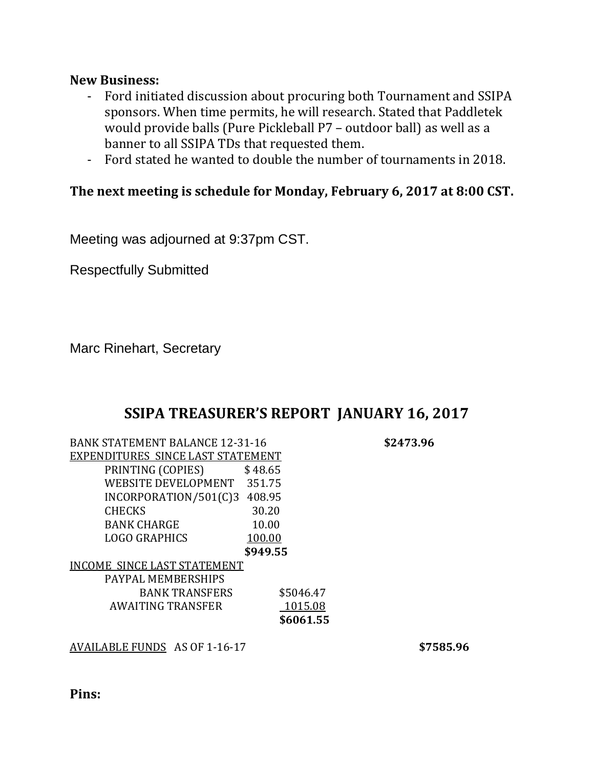**New Business:**

- Ford initiated discussion about procuring both Tournament and SSIPA sponsors. When time permits, he will research. Stated that Paddletek would provide balls (Pure Pickleball P7 – outdoor ball) as well as a banner to all SSIPA TDs that requested them.
- Ford stated he wanted to double the number of tournaments in 2018.

**The next meeting is schedule for Monday, February 6, 2017 at 8:00 CST.**

Meeting was adjourned at 9:37pm CST.

Respectfully Submitted

Marc Rinehart, Secretary

## SSIPA TREASURER'S REPORT JANUARY 16, 2017

| | | | |
|---|---|---|---|
| BANK STATEMENT BALANCE 12-31-16 | | | **$2473.96** |
| EXPENDITURES SINCE LAST STATEMENT | | | |
| PRINTING (COPIES) | $ 48.65 | | |
| WEBSITE DEVELOPMENT | 351.75 | | |
| INCORPORATION/501(C)3 | 408.95 | | |
| CHECKS | 30.20 | | |
| BANK CHARGE | 10.00 | | |
| LOGO GRAPHICS | 100.00 | | |
| | **$949.55** | | |
| INCOME SINCE LAST STATEMENT | | | |
| PAYPAL MEMBERSHIPS | | | |
| BANK TRANSFERS | | $5046.47 | |
| AWAITING TRANSFER | | 1015.08 | |
| | | **$6061.55** | |
| AVAILABLE FUNDS AS OF 1-16-17 | | | **$7585.96** |

**Pins:**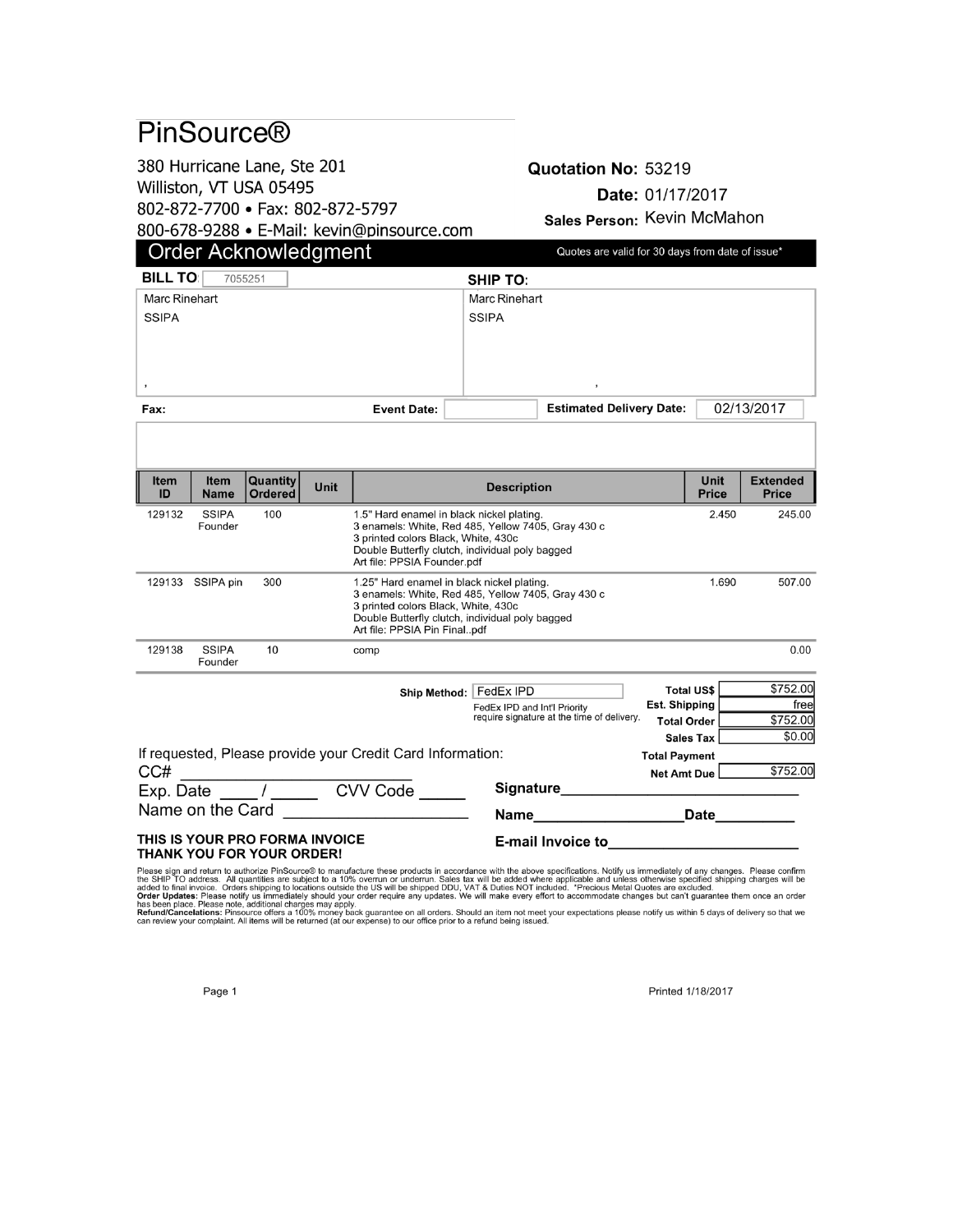# PinSource®

380 Hurricane Lane, Ste 201
Williston, VT USA 05495
802-872-7700 • Fax: 802-872-5797
800-678-9288 • E-Mail: kevin@pinsource.com

**Quotation No:** 53219
**Date:** 01/17/2017
**Sales Person:** Kevin McMahon

## Order Acknowledgment

Quotes are valid for 30 days from date of issue*

**BILL TO:** 7055251
Marc Rinehart
SSIPA
,

**SHIP TO:**
Marc Rinehart
SSIPA
,

**Fax:**

**Event Date:**

**Estimated Delivery Date:** 02/13/2017

| Item ID | Item Name | Quantity Ordered | Unit | Description | Unit Price | Extended Price |
|---|---|---|---|---|---|---|
| 129132 | SSIPA Founder | 100 | | 1.5" Hard enamel in black nickel plating.<br>3 enamels: White, Red 485, Yellow 7405, Gray 430 c<br>3 printed colors Black, White, 430c<br>Double Butterfly clutch, individual poly bagged<br>Art file: PPSIA Founder.pdf | 2.450 | 245.00 |
| 129133 | SSIPA pin | 300 | | 1.25" Hard enamel in black nickel plating.<br>3 enamels: White, Red 485, Yellow 7405, Gray 430 c<br>3 printed colors Black, White, 430c<br>Double Butterfly clutch, individual poly bagged<br>Art file: PPSIA Pin Final..pdf | 1.690 | 507.00 |
| 129138 | SSIPA Founder | 10 | | comp | | 0.00 |

**Ship Method:** FedEx IPD

FedEx IPD and Int'l Priority require signature at the time of delivery.

| | |
|---|---|
| **Total US$** | $752.00 |
| **Est. Shipping** | free |
| **Total Order** | $752.00 |
| **Sales Tax** | $0.00 |
| **Total Payment** | |
| **Net Amt Due** | $752.00 |

If requested, Please provide your Credit Card Information:

CC# ____________________________

Exp. Date ____ / _____ CVV Code _____

Name on the Card ______________________

**Signature**______________________________

**Name**__________________**Date**__________

**E-mail Invoice to**________________________

**THIS IS YOUR PRO FORMA INVOICE**
**THANK YOU FOR YOUR ORDER!**

Please sign and return to authorize PinSource® to manufacture these products in accordance with the above specifications. Notify us immediately of any changes. Please confirm the SHIP TO address. All quantities are subject to a 10% overrun or underrun. Sales tax will be added where applicable and unless otherwise specified shipping charges will be added to final invoice. Orders shipping to locations outside the US will be shipped DDU, VAT & Duties NOT included. *Precious Metal Quotes are excluded.
**Order Updates:** Please notify us immediately should your order require any updates. We will make every effort to accommodate changes but can't guarantee them once an order has been place. Please note, additional charges may apply.
**Refund/Cancelations:** Pinsource offers a 100% money back guarantee on all orders. Should an item not meet your expectations please notify us within 5 days of delivery so that we can review your complaint. All items will be returned (at our expense) to our office prior to a refund being issued.

Printed 1/18/2017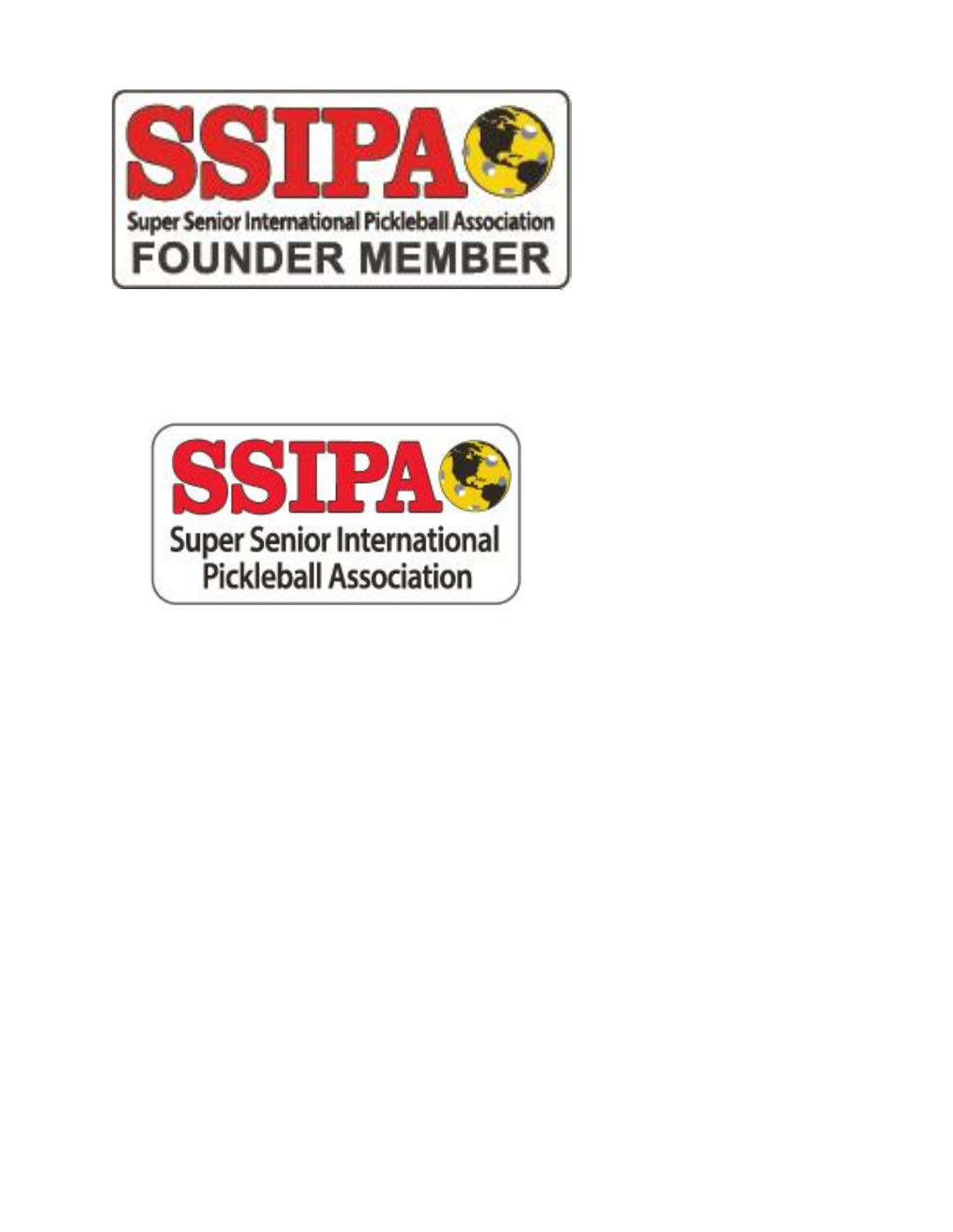SSIPA

Super Senior International Pickleball Association

FOUNDER MEMBER

SSIPA

Super Senior International Pickleball Association